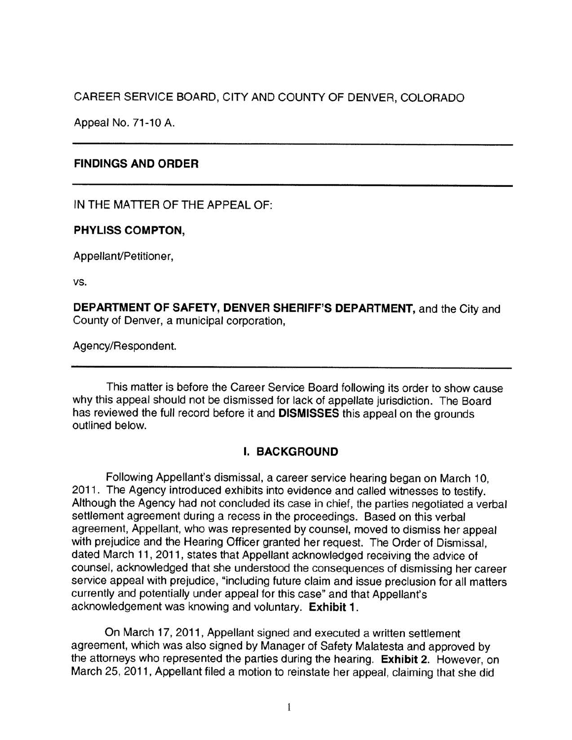CAREER SERVICE BOARD, CITY AND COUNTY OF DENVER, COLORADO

Appeal No. 71-10 A.

---

**FINDINGS AND ORDER**

---

IN THE MATTER OF THE APPEAL OF:

**PHYLISS COMPTON,**

Appellant/Petitioner,

vs.

**DEPARTMENT OF SAFETY, DENVER SHERIFF'S DEPARTMENT,** and the City and County of Denver, a municipal corporation,

Agency/Respondent.

---

This matter is before the Career Service Board following its order to show cause why this appeal should not be dismissed for lack of appellate jurisdiction. The Board has reviewed the full record before it and **DISMISSES** this appeal on the grounds outlined below.

## I. BACKGROUND

Following Appellant's dismissal, a career service hearing began on March 10, 2011. The Agency introduced exhibits into evidence and called witnesses to testify. Although the Agency had not concluded its case in chief, the parties negotiated a verbal settlement agreement during a recess in the proceedings. Based on this verbal agreement, Appellant, who was represented by counsel, moved to dismiss her appeal with prejudice and the Hearing Officer granted her request. The Order of Dismissal, dated March 11, 2011, states that Appellant acknowledged receiving the advice of counsel, acknowledged that she understood the consequences of dismissing her career service appeal with prejudice, "including future claim and issue preclusion for all matters currently and potentially under appeal for this case" and that Appellant's acknowledgement was knowing and voluntary. **Exhibit 1.**

On March 17, 2011, Appellant signed and executed a written settlement agreement, which was also signed by Manager of Safety Malatesta and approved by the attorneys who represented the parties during the hearing. **Exhibit 2.** However, on March 25, 2011, Appellant filed a motion to reinstate her appeal, claiming that she did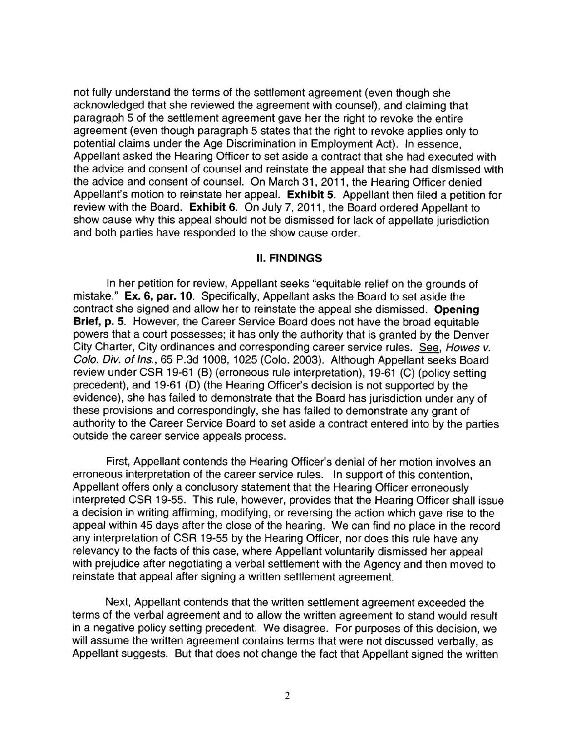not fully understand the terms of the settlement agreement (even though she acknowledged that she reviewed the agreement with counsel), and claiming that paragraph 5 of the settlement agreement gave her the right to revoke the entire agreement (even though paragraph 5 states that the right to revoke applies only to potential claims under the Age Discrimination in Employment Act). In essence, Appellant asked the Hearing Officer to set aside a contract that she had executed with the advice and consent of counsel and reinstate the appeal that she had dismissed with the advice and consent of counsel. On March 31, 2011, the Hearing Officer denied Appellant's motion to reinstate her appeal. **Exhibit 5**. Appellant then filed a petition for review with the Board. **Exhibit 6**. On July 7, 2011, the Board ordered Appellant to show cause why this appeal should not be dismissed for lack of appellate jurisdiction and both parties have responded to the show cause order.

## II. FINDINGS

In her petition for review, Appellant seeks "equitable relief on the grounds of mistake." **Ex. 6, par. 10**. Specifically, Appellant asks the Board to set aside the contract she signed and allow her to reinstate the appeal she dismissed. **Opening Brief, p. 5**. However, the Career Service Board does not have the broad equitable powers that a court possesses; it has only the authority that is granted by the Denver City Charter, City ordinances and corresponding career service rules. See, *Howes v. Colo. Div. of Ins.*, 65 P.3d 1008, 1025 (Colo. 2003). Although Appellant seeks Board review under CSR 19-61 (B) (erroneous rule interpretation), 19-61 (C) (policy setting precedent), and 19-61 (D) (the Hearing Officer's decision is not supported by the evidence), she has failed to demonstrate that the Board has jurisdiction under any of these provisions and correspondingly, she has failed to demonstrate any grant of authority to the Career Service Board to set aside a contract entered into by the parties outside the career service appeals process.

First, Appellant contends the Hearing Officer's denial of her motion involves an erroneous interpretation of the career service rules. In support of this contention, Appellant offers only a conclusory statement that the Hearing Officer erroneously interpreted CSR 19-55. This rule, however, provides that the Hearing Officer shall issue a decision in writing affirming, modifying, or reversing the action which gave rise to the appeal within 45 days after the close of the hearing. We can find no place in the record any interpretation of CSR 19-55 by the Hearing Officer, nor does this rule have any relevancy to the facts of this case, where Appellant voluntarily dismissed her appeal with prejudice after negotiating a verbal settlement with the Agency and then moved to reinstate that appeal after signing a written settlement agreement.

Next, Appellant contends that the written settlement agreement exceeded the terms of the verbal agreement and to allow the written agreement to stand would result in a negative policy setting precedent. We disagree. For purposes of this decision, we will assume the written agreement contains terms that were not discussed verbally, as Appellant suggests. But that does not change the fact that Appellant signed the written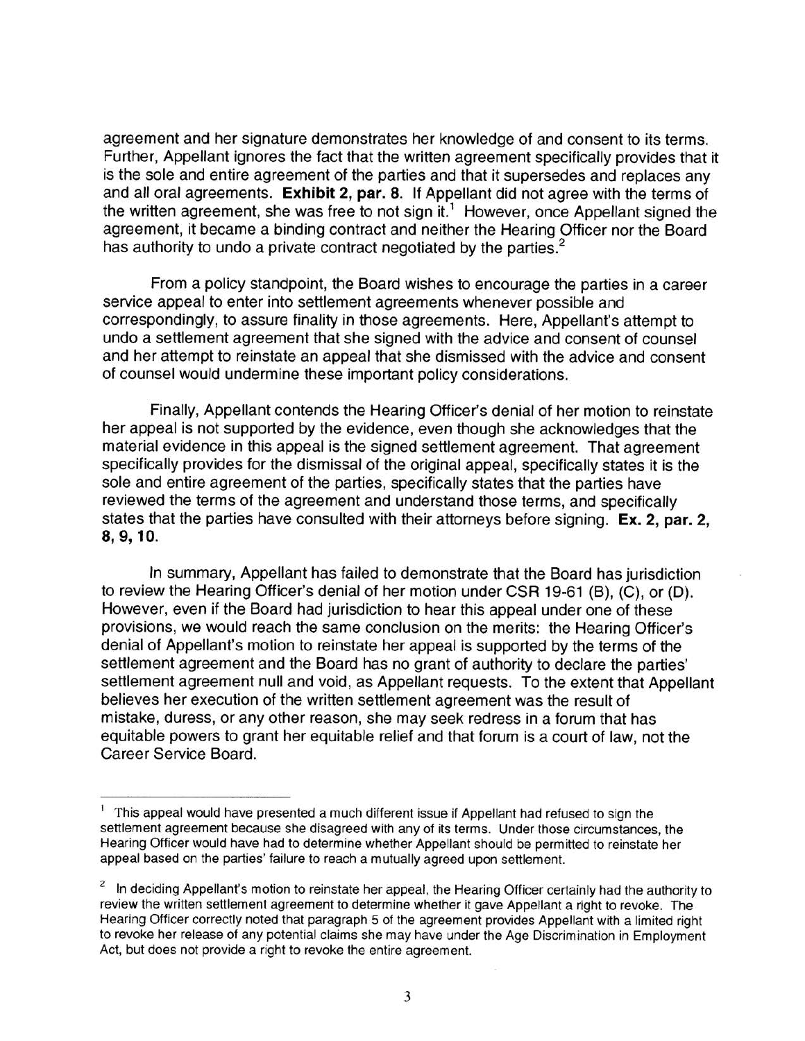agreement and her signature demonstrates her knowledge of and consent to its terms. Further, Appellant ignores the fact that the written agreement specifically provides that it is the sole and entire agreement of the parties and that it supersedes and replaces any and all oral agreements. **Exhibit 2, par. 8.** If Appellant did not agree with the terms of the written agreement, she was free to not sign it.[1] However, once Appellant signed the agreement, it became a binding contract and neither the Hearing Officer nor the Board has authority to undo a private contract negotiated by the parties.[2]

From a policy standpoint, the Board wishes to encourage the parties in a career service appeal to enter into settlement agreements whenever possible and correspondingly, to assure finality in those agreements. Here, Appellant's attempt to undo a settlement agreement that she signed with the advice and consent of counsel and her attempt to reinstate an appeal that she dismissed with the advice and consent of counsel would undermine these important policy considerations.

Finally, Appellant contends the Hearing Officer's denial of her motion to reinstate her appeal is not supported by the evidence, even though she acknowledges that the material evidence in this appeal is the signed settlement agreement. That agreement specifically provides for the dismissal of the original appeal, specifically states it is the sole and entire agreement of the parties, specifically states that the parties have reviewed the terms of the agreement and understand those terms, and specifically states that the parties have consulted with their attorneys before signing. **Ex. 2, par. 2, 8, 9, 10.**

In summary, Appellant has failed to demonstrate that the Board has jurisdiction to review the Hearing Officer's denial of her motion under CSR 19-61 (B), (C), or (D). However, even if the Board had jurisdiction to hear this appeal under one of these provisions, we would reach the same conclusion on the merits: the Hearing Officer's denial of Appellant's motion to reinstate her appeal is supported by the terms of the settlement agreement and the Board has no grant of authority to declare the parties' settlement agreement null and void, as Appellant requests. To the extent that Appellant believes her execution of the written settlement agreement was the result of mistake, duress, or any other reason, she may seek redress in a forum that has equitable powers to grant her equitable relief and that forum is a court of law, not the Career Service Board.

---

[1] This appeal would have presented a much different issue if Appellant had refused to sign the settlement agreement because she disagreed with any of its terms. Under those circumstances, the Hearing Officer would have had to determine whether Appellant should be permitted to reinstate her appeal based on the parties' failure to reach a mutually agreed upon settlement.

[2] In deciding Appellant's motion to reinstate her appeal, the Hearing Officer certainly had the authority to review the written settlement agreement to determine whether it gave Appellant a right to revoke. The Hearing Officer correctly noted that paragraph 5 of the agreement provides Appellant with a limited right to revoke her release of any potential claims she may have under the Age Discrimination in Employment Act, but does not provide a right to revoke the entire agreement.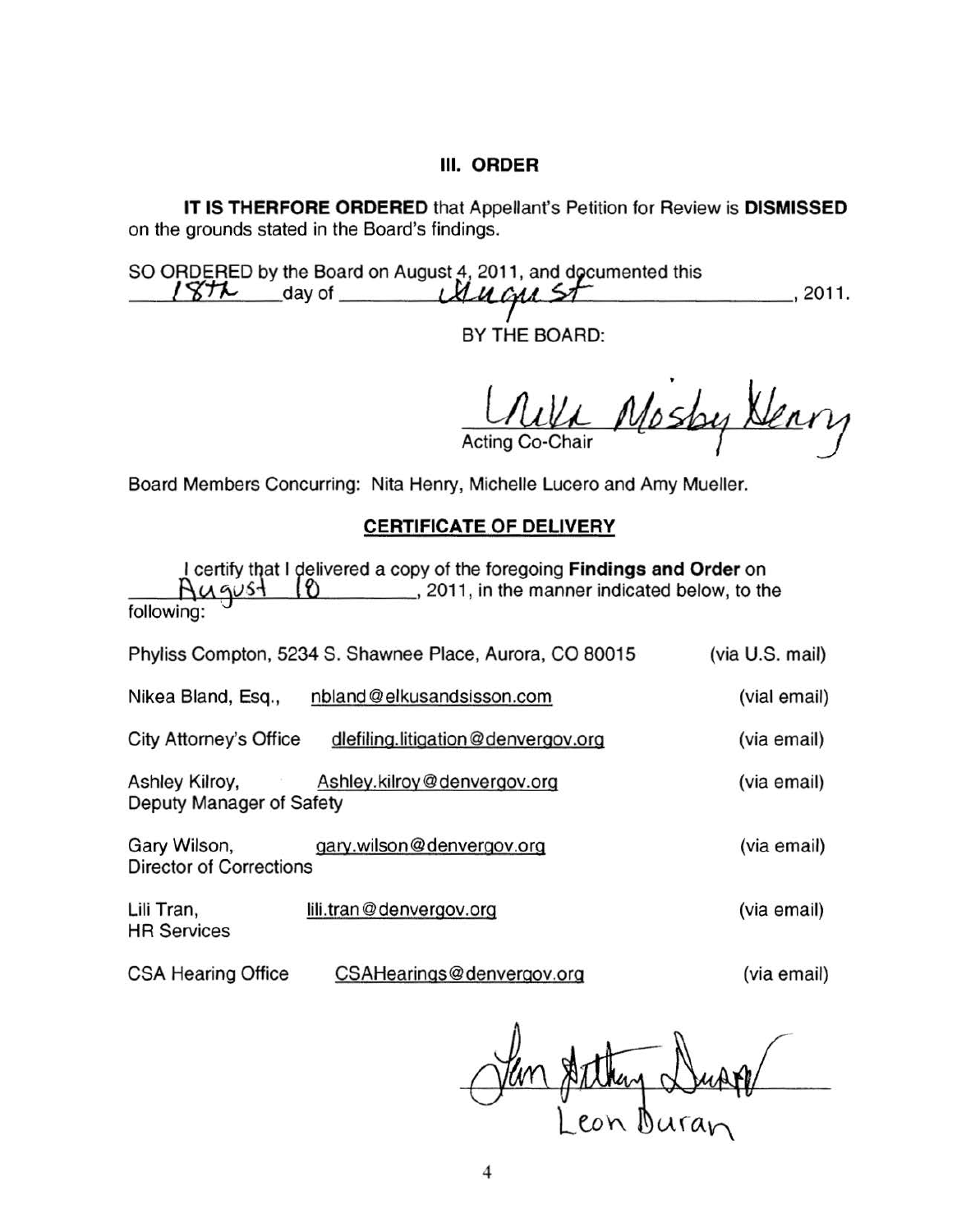## III. ORDER

**IT IS THERFORE ORDERED** that Appellant's Petition for Review is **DISMISSED** on the grounds stated in the Board's findings.

SO ORDERED by the Board on August 4, 2011, and documented this 18th day of August, 2011.

BY THE BOARD:

Nita Mosby Henry
Acting Co-Chair

Board Members Concurring: Nita Henry, Michelle Lucero and Amy Mueller.

## CERTIFICATE OF DELIVERY

I certify that I delivered a copy of the foregoing **Findings and Order** on August 18, 2011, in the manner indicated below, to the following:

Phyliss Compton, 5234 S. Shawnee Place, Aurora, CO 80015 (via U.S. mail)

Nikea Bland, Esq., nbland@elkusandsisson.com (vial email)

City Attorney's Office dlefiling.litigation@denvergov.org (via email)

Ashley Kilroy, Deputy Manager of Safety Ashley.kilroy@denvergov.org (via email)

Gary Wilson, Director of Corrections gary.wilson@denvergov.org (via email)

Lili Tran, HR Services lili.tran@denvergov.org (via email)

CSA Hearing Office CSAHearings@denvergov.org (via email)

Leon Anthony Duran
Leon Duran